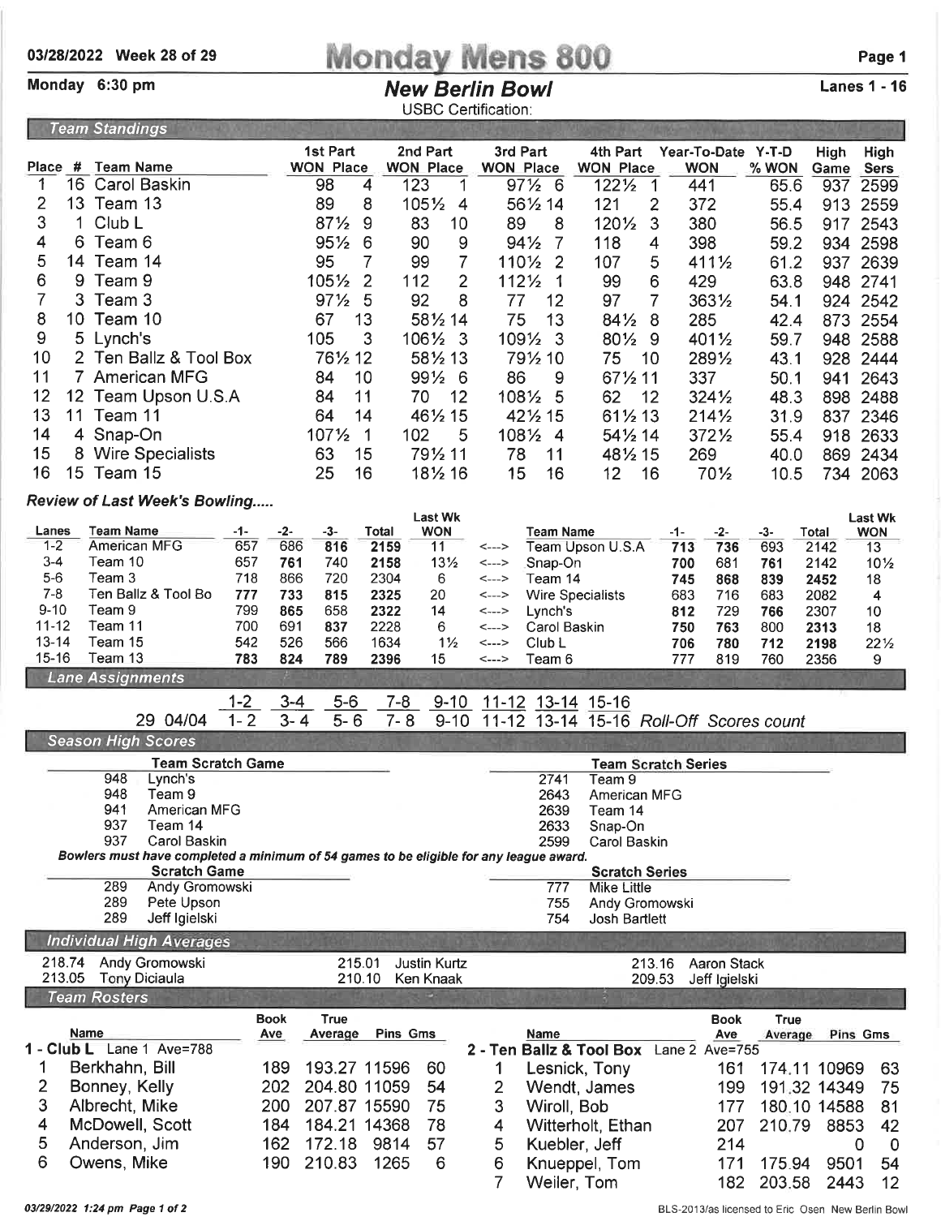03/28/2022 Week 28 of 29

# Monday Mens 800

Monday 6:30 pm

## New Berlin Bowl

USBC Certification:

Lanes 1 - 16

### Team Standings

| Place | # | Team Name | 1st Part WON | 1st Part Place | 2nd Part WON | 2nd Part Place | 3rd Part WON | 3rd Part Place | 4th Part WON | 4th Part Place | Year-To-Date WON | Y-T-D % WON | High Game | High Sers |
|---|---|---|---|---|---|---|---|---|---|---|---|---|---|---|
| 1 | 16 | Carol Baskin | 98 | 4 | 123 | 1 | 97½ | 6 | 122½ | 1 | 441 | 65.6 | 937 | 2599 |
| 2 | 13 | Team 13 | 89 | 8 | 105½ | 4 | 56½ | 14 | 121 | 2 | 372 | 55.4 | 913 | 2559 |
| 3 | 1 | Club L | 87½ | 9 | 83 | 10 | 89 | 8 | 120½ | 3 | 380 | 56.5 | 917 | 2543 |
| 4 | 6 | Team 6 | 95½ | 6 | 90 | 9 | 94½ | 7 | 118 | 4 | 398 | 59.2 | 934 | 2598 |
| 5 | 14 | Team 14 | 95 | 7 | 99 | 7 | 110½ | 2 | 107 | 5 | 411½ | 61.2 | 937 | 2639 |
| 6 | 9 | Team 9 | 105½ | 2 | 112 | 2 | 112½ | 1 | 99 | 6 | 429 | 63.8 | 948 | 2741 |
| 7 | 3 | Team 3 | 97½ | 5 | 92 | 8 | 77 | 12 | 97 | 7 | 363½ | 54.1 | 924 | 2542 |
| 8 | 10 | Team 10 | 67 | 13 | 58½ | 14 | 75 | 13 | 84½ | 8 | 285 | 42.4 | 873 | 2554 |
| 9 | 5 | Lynch's | 105 | 3 | 106½ | 3 | 109½ | 3 | 80½ | 9 | 401½ | 59.7 | 948 | 2588 |
| 10 | 2 | Ten Ballz & Tool Box | 76½ | 12 | 58½ | 13 | 79½ | 10 | 75 | 10 | 289½ | 43.1 | 928 | 2444 |
| 11 | 7 | American MFG | 84 | 10 | 99½ | 6 | 86 | 9 | 67½ | 11 | 337 | 50.1 | 941 | 2643 |
| 12 | 12 | Team Upson U.S.A | 84 | 11 | 70 | 12 | 108½ | 5 | 62 | 12 | 324½ | 48.3 | 898 | 2488 |
| 13 | 11 | Team 11 | 64 | 14 | 46½ | 15 | 42½ | 15 | 61½ | 13 | 214½ | 31.9 | 837 | 2346 |
| 14 | 4 | Snap-On | 107½ | 1 | 102 | 5 | 108½ | 4 | 54½ | 14 | 372½ | 55.4 | 918 | 2633 |
| 15 | 8 | Wire Specialists | 63 | 15 | 79½ | 11 | 78 | 11 | 48½ | 15 | 269 | 40.0 | 869 | 2434 |
| 16 | 15 | Team 15 | 25 | 16 | 18½ | 16 | 15 | 16 | 12 | 16 | 70½ | 10.5 | 734 | 2063 |

### Review of Last Week's Bowling.....

| Lanes | Team Name | -1- | -2- | -3- | Total | Last Wk WON | | Team Name | -1- | -2- | -3- | Total | Last Wk WON |
|---|---|---|---|---|---|---|---|---|---|---|---|---|---|
| 1-2 | American MFG | 657 | 686 | **816** | **2159** | 11 | <---> | Team Upson U.S.A | **713** | **736** | 693 | 2142 | 13 |
| 3-4 | Team 10 | 657 | **761** | 740 | **2158** | 13½ | <---> | Snap-On | **700** | 681 | **761** | 2142 | 10½ |
| 5-6 | Team 3 | 718 | 866 | 720 | 2304 | 6 | <---> | Team 14 | **745** | **868** | **839** | **2452** | 18 |
| 7-8 | Ten Ballz & Tool Bo | **777** | **733** | **815** | **2325** | 20 | <---> | Wire Specialists | 683 | 716 | 683 | 2082 | 4 |
| 9-10 | Team 9 | 799 | **865** | 658 | **2322** | 14 | <---> | Lynch's | **812** | 729 | **766** | 2307 | 10 |
| 11-12 | Team 11 | 700 | 691 | **837** | 2228 | 6 | <---> | Carol Baskin | **750** | **763** | 800 | **2313** | 18 |
| 13-14 | Team 15 | 542 | 526 | 566 | 1634 | 1½ | <---> | Club L | **706** | **780** | **712** | 2198 | 22½ |
| 15-16 | Team 13 | **783** | **824** | **789** | **2396** | 15 | <---> | Team 6 | 777 | 819 | 760 | 2356 | 9 |

### Lane Assignments

| | | 1-2 | 3-4 | 5-6 | 7-8 | 9-10 | 11-12 | 13-14 | 15-16 | |
|---|---|---|---|---|---|---|---|---|---|---|
| 29 | 04/04 | 1- 2 | 3- 4 | 5- 6 | 7- 8 | 9-10 | 11-12 | 13-14 | 15-16 | *Roll-Off Scores count* |

### Season High Scores

**Team Scratch Game**

| | |
|---|---|
| 948 | Lynch's |
| 948 | Team 9 |
| 941 | American MFG |
| 937 | Team 14 |
| 937 | Carol Baskin |

**Team Scratch Series**

| | |
|---|---|
| 2741 | Team 9 |
| 2643 | American MFG |
| 2639 | Team 14 |
| 2633 | Snap-On |
| 2599 | Carol Baskin |

*Bowlers must have completed a minimum of 54 games to be eligible for any league award.*

**Scratch Game**

| | |
|---|---|
| 289 | Andy Gromowski |
| 289 | Pete Upson |
| 289 | Jeff Igielski |

**Scratch Series**

| | |
|---|---|
| 777 | Mike Little |
| 755 | Andy Gromowski |
| 754 | Josh Bartlett |

### Individual High Averages

| | | | | | |
|---|---|---|---|---|---|
| 218.74 | Andy Gromowski | 215.01 | Justin Kurtz | 213.16 | Aaron Stack |
| 213.05 | Tony Diciaula | 210.10 | Ken Knaak | 209.53 | Jeff Igielski |

### Team Rosters

**1 - Club L** Lane 1 Ave=788

| | Name | Book Ave | True Average | Pins | Gms |
|---|---|---|---|---|---|
| 1 | Berkhahn, Bill | 189 | 193.27 | 11596 | 60 |
| 2 | Bonney, Kelly | 202 | 204.80 | 11059 | 54 |
| 3 | Albrecht, Mike | 200 | 207.87 | 15590 | 75 |
| 4 | McDowell, Scott | 184 | 184.21 | 14368 | 78 |
| 5 | Anderson, Jim | 162 | 172.18 | 9814 | 57 |
| 6 | Owens, Mike | 190 | 210.83 | 1265 | 6 |

**2 - Ten Ballz & Tool Box** Lane 2 Ave=755

| | Name | Book Ave | True Average | Pins | Gms |
|---|---|---|---|---|---|
| 1 | Lesnick, Tony | 161 | 174.11 | 10969 | 63 |
| 2 | Wendt, James | 199 | 191.32 | 14349 | 75 |
| 3 | Wiroll, Bob | 177 | 180.10 | 14588 | 81 |
| 4 | Witterholt, Ethan | 207 | 210.79 | 8853 | 42 |
| 5 | Kuebler, Jeff | 214 | | 0 | 0 |
| 6 | Knueppel, Tom | 171 | 175.94 | 9501 | 54 |
| 7 | Weiler, Tom | 182 | 203.58 | 2443 | 12 |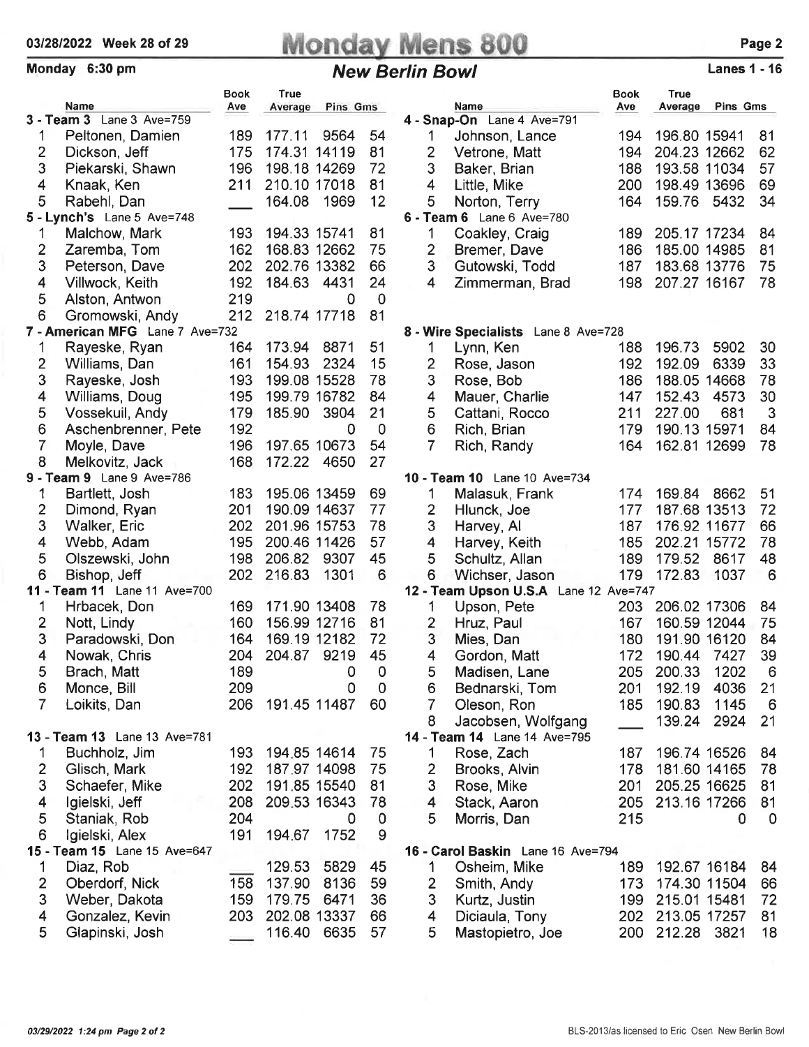# Monday Mens 800

03/28/2022 Week 28 of 29

Monday 6:30 pm

## New Berlin Bowl

Lanes 1 - 16

| | Name | Book Ave | True Average | Pins | Gms | | Name | Book Ave | True Average | Pins | Gms |
|---|---|---|---|---|---|---|---|---|---|---|---|
| **3 - Team 3** Lane 3 Ave=759 | | | | | | **4 - Snap-On** Lane 4 Ave=791 | | | | | |
| 1 | Peltonen, Damien | 189 | 177.11 | 9564 | 54 | 1 | Johnson, Lance | 194 | 196.80 | 15941 | 81 |
| 2 | Dickson, Jeff | 175 | 174.31 | 14119 | 81 | 2 | Vetrone, Matt | 194 | 204.23 | 12662 | 62 |
| 3 | Piekarski, Shawn | 196 | 198.18 | 14269 | 72 | 3 | Baker, Brian | 188 | 193.58 | 11034 | 57 |
| 4 | Knaak, Ken | 211 | 210.10 | 17018 | 81 | 4 | Little, Mike | 200 | 198.49 | 13696 | 69 |
| 5 | Rabehl, Dan | ___ | 164.08 | 1969 | 12 | 5 | Norton, Terry | 164 | 159.76 | 5432 | 34 |
| **5 - Lynch's** Lane 5 Ave=748 | | | | | | **6 - Team 6** Lane 6 Ave=780 | | | | | |
| 1 | Malchow, Mark | 193 | 194.33 | 15741 | 81 | 1 | Coakley, Craig | 189 | 205.17 | 17234 | 84 |
| 2 | Zaremba, Tom | 162 | 168.83 | 12662 | 75 | 2 | Bremer, Dave | 186 | 185.00 | 14985 | 81 |
| 3 | Peterson, Dave | 202 | 202.76 | 13382 | 66 | 3 | Gutowski, Todd | 187 | 183.68 | 13776 | 75 |
| 4 | Villwock, Keith | 192 | 184.63 | 4431 | 24 | 4 | Zimmerman, Brad | 198 | 207.27 | 16167 | 78 |
| 5 | Alston, Antwon | 219 | | 0 | 0 | | | | | | |
| 6 | Gromowski, Andy | 212 | 218.74 | 17718 | 81 | | | | | | |
| **7 - American MFG** Lane 7 Ave=732 | | | | | | **8 - Wire Specialists** Lane 8 Ave=728 | | | | | |
| 1 | Rayeske, Ryan | 164 | 173.94 | 8871 | 51 | 1 | Lynn, Ken | 188 | 196.73 | 5902 | 30 |
| 2 | Williams, Dan | 161 | 154.93 | 2324 | 15 | 2 | Rose, Jason | 192 | 192.09 | 6339 | 33 |
| 3 | Rayeske, Josh | 193 | 199.08 | 15528 | 78 | 3 | Rose, Bob | 186 | 188.05 | 14668 | 78 |
| 4 | Williams, Doug | 195 | 199.79 | 16782 | 84 | 4 | Mauer, Charlie | 147 | 152.43 | 4573 | 30 |
| 5 | Vossekuil, Andy | 179 | 185.90 | 3904 | 21 | 5 | Cattani, Rocco | 211 | 227.00 | 681 | 3 |
| 6 | Aschenbrenner, Pete | 192 | | 0 | 0 | 6 | Rich, Brian | 179 | 190.13 | 15971 | 84 |
| 7 | Moyle, Dave | 196 | 197.65 | 10673 | 54 | 7 | Rich, Randy | 164 | 162.81 | 12699 | 78 |
| 8 | Melkovitz, Jack | 168 | 172.22 | 4650 | 27 | | | | | | |
| **9 - Team 9** Lane 9 Ave=786 | | | | | | **10 - Team 10** Lane 10 Ave=734 | | | | | |
| 1 | Bartlett, Josh | 183 | 195.06 | 13459 | 69 | 1 | Malasuk, Frank | 174 | 169.84 | 8662 | 51 |
| 2 | Dimond, Ryan | 201 | 190.09 | 14637 | 77 | 2 | Hlunck, Joe | 177 | 187.68 | 13513 | 72 |
| 3 | Walker, Eric | 202 | 201.96 | 15753 | 78 | 3 | Harvey, Al | 187 | 176.92 | 11677 | 66 |
| 4 | Webb, Adam | 195 | 200.46 | 11426 | 57 | 4 | Harvey, Keith | 185 | 202.21 | 15772 | 78 |
| 5 | Olszewski, John | 198 | 206.82 | 9307 | 45 | 5 | Schultz, Allan | 189 | 179.52 | 8617 | 48 |
| 6 | Bishop, Jeff | 202 | 216.83 | 1301 | 6 | 6 | Wichser, Jason | 179 | 172.83 | 1037 | 6 |
| **11 - Team 11** Lane 11 Ave=700 | | | | | | **12 - Team Upson U.S.A** Lane 12 Ave=747 | | | | | |
| 1 | Hrbacek, Don | 169 | 171.90 | 13408 | 78 | 1 | Upson, Pete | 203 | 206.02 | 17306 | 84 |
| 2 | Nott, Lindy | 160 | 156.99 | 12716 | 81 | 2 | Hruz, Paul | 167 | 160.59 | 12044 | 75 |
| 3 | Paradowski, Don | 164 | 169.19 | 12182 | 72 | 3 | Mies, Dan | 180 | 191.90 | 16120 | 84 |
| 4 | Nowak, Chris | 204 | 204.87 | 9219 | 45 | 4 | Gordon, Matt | 172 | 190.44 | 7427 | 39 |
| 5 | Brach, Matt | 189 | | 0 | 0 | 5 | Madisen, Lane | 205 | 200.33 | 1202 | 6 |
| 6 | Monce, Bill | 209 | | 0 | 0 | 6 | Bednarski, Tom | 201 | 192.19 | 4036 | 21 |
| 7 | Loikits, Dan | 206 | 191.45 | 11487 | 60 | 7 | Oleson, Ron | 185 | 190.83 | 1145 | 6 |
| | | | | | | 8 | Jacobsen, Wolfgang | ___ | 139.24 | 2924 | 21 |
| **13 - Team 13** Lane 13 Ave=781 | | | | | | **14 - Team 14** Lane 14 Ave=795 | | | | | |
| 1 | Buchholz, Jim | 193 | 194.85 | 14614 | 75 | 1 | Rose, Zach | 187 | 196.74 | 16526 | 84 |
| 2 | Glisch, Mark | 192 | 187.97 | 14098 | 75 | 2 | Brooks, Alvin | 178 | 181.60 | 14165 | 78 |
| 3 | Schaefer, Mike | 202 | 191.85 | 15540 | 81 | 3 | Rose, Mike | 201 | 205.25 | 16625 | 81 |
| 4 | Igielski, Jeff | 208 | 209.53 | 16343 | 78 | 4 | Stack, Aaron | 205 | 213.16 | 17266 | 81 |
| 5 | Staniak, Rob | 204 | | 0 | 0 | 5 | Morris, Dan | 215 | | 0 | 0 |
| 6 | Igielski, Alex | 191 | 194.67 | 1752 | 9 | | | | | | |
| **15 - Team 15** Lane 15 Ave=647 | | | | | | **16 - Carol Baskin** Lane 16 Ave=794 | | | | | |
| 1 | Diaz, Rob | ___ | 129.53 | 5829 | 45 | 1 | Osheim, Mike | 189 | 192.67 | 16184 | 84 |
| 2 | Oberdorf, Nick | 158 | 137.90 | 8136 | 59 | 2 | Smith, Andy | 173 | 174.30 | 11504 | 66 |
| 3 | Weber, Dakota | 159 | 179.75 | 6471 | 36 | 3 | Kurtz, Justin | 199 | 215.01 | 15481 | 72 |
| 4 | Gonzalez, Kevin | 203 | 202.08 | 13337 | 66 | 4 | Diciaula, Tony | 202 | 213.05 | 17257 | 81 |
| 5 | Glapinski, Josh | ___ | 116.40 | 6635 | 57 | 5 | Mastopietro, Joe | 200 | 212.28 | 3821 | 18 |

*03/29/2022 1:24 pm*

BLS-2013/as licensed to Eric Osen New Berlin Bowl